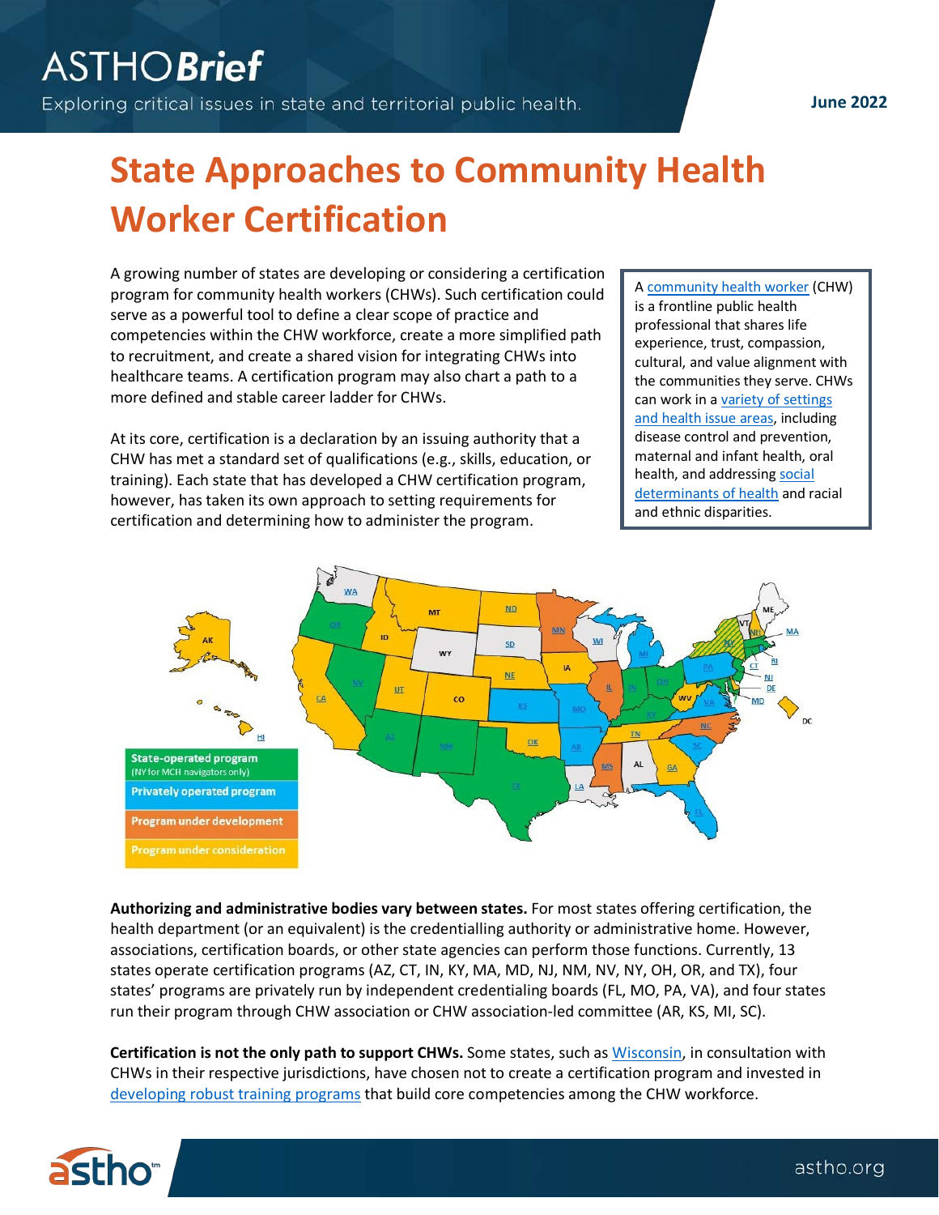ASTHO**Brief**

Exploring critical issues in state and territorial public health.

June 2022

# State Approaches to Community Health Worker Certification

A growing number of states are developing or considering a certification program for community health workers (CHWs). Such certification could serve as a powerful tool to define a clear scope of practice and competencies within the CHW workforce, create a more simplified path to recruitment, and create a shared vision for integrating CHWs into healthcare teams. A certification program may also chart a path to a more defined and stable career ladder for CHWs.

At its core, certification is a declaration by an issuing authority that a CHW has met a standard set of qualifications (e.g., skills, education, or training). Each state that has developed a CHW certification program, however, has taken its own approach to setting requirements for certification and determining how to administer the program.

A community health worker (CHW) is a frontline public health professional that shares life experience, trust, compassion, cultural, and value alignment with the communities they serve. CHWs can work in a variety of settings and health issue areas, including disease control and prevention, maternal and infant health, oral health, and addressing social determinants of health and racial and ethnic disparities.

State-operated program (NY for MCH navigators only)

Privately operated program

Program under development

Program under consideration

WA, OR, MT, ID, ND, MN, SD, WY, WI, MI, ME, VT, NH, MA, NY, RI, CT, NJ, DE, MD, DC, PA, OH, IN, IL, IA, NE, NV, CA, UT, CO, KS, MO, WV, VA, KY, NC, TN, SC, AZ, NM, OK, AR, MS, AL, GA, TX, LA, FL, AK, HI

**Authorizing and administrative bodies vary between states.** For most states offering certification, the health department (or an equivalent) is the credentialling authority or administrative home. However, associations, certification boards, or other state agencies can perform those functions. Currently, 13 states operate certification programs (AZ, CT, IN, KY, MA, MD, NJ, NM, NV, NY, OH, OR, and TX), four states' programs are privately run by independent credentialing boards (FL, MO, PA, VA), and four states run their program through CHW association or CHW association-led committee (AR, KS, MI, SC).

**Certification is not the only path to support CHWs.** Some states, such as Wisconsin, in consultation with CHWs in their respective jurisdictions, have chosen not to create a certification program and invested in developing robust training programs that build core competencies among the CHW workforce.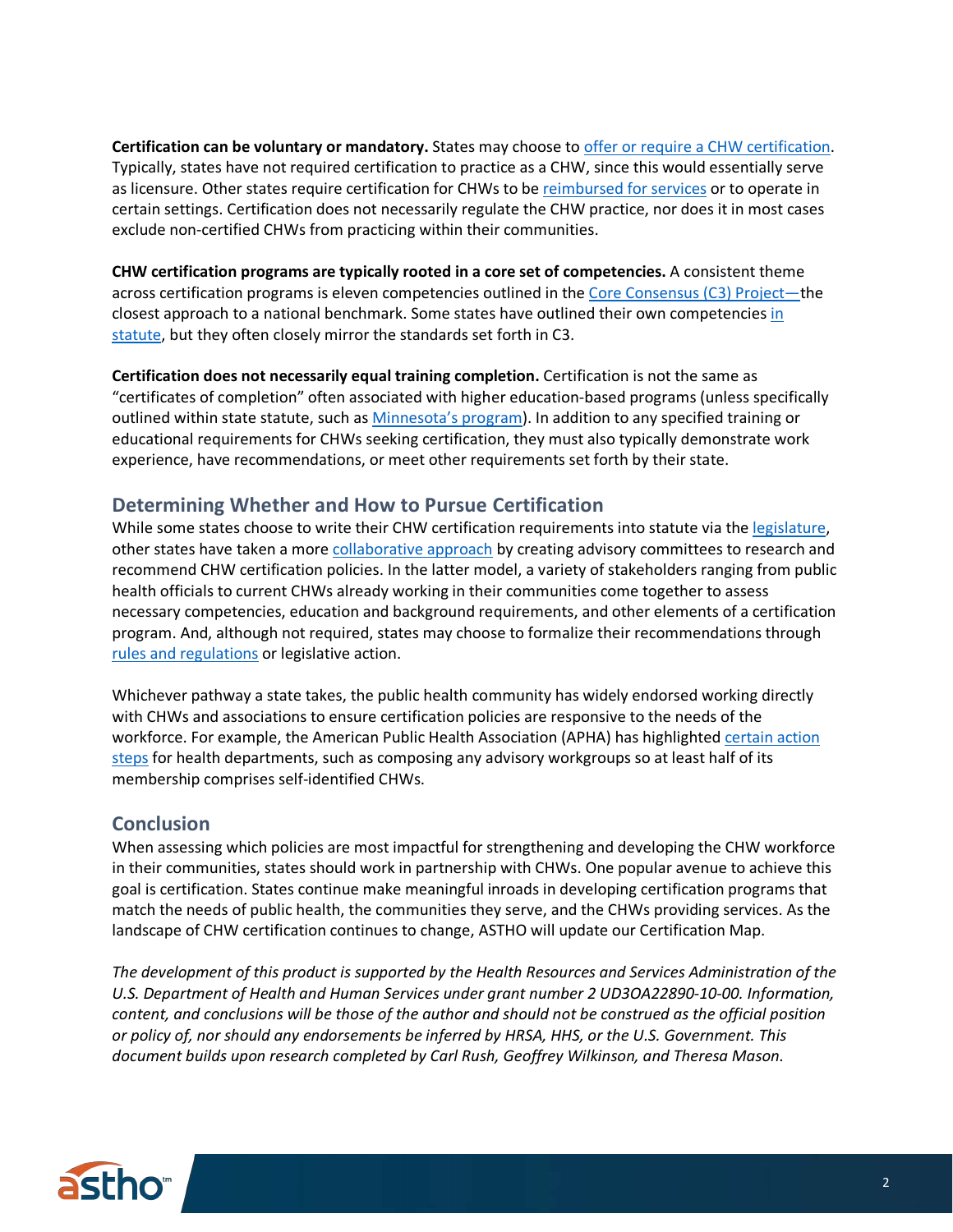**Certification can be voluntary or mandatory.** States may choose to offer or require a CHW certification. Typically, states have not required certification to practice as a CHW, since this would essentially serve as licensure. Other states require certification for CHWs to be reimbursed for services or to operate in certain settings. Certification does not necessarily regulate the CHW practice, nor does it in most cases exclude non-certified CHWs from practicing within their communities.

**CHW certification programs are typically rooted in a core set of competencies.** A consistent theme across certification programs is eleven competencies outlined in the Core Consensus (C3) Project—the closest approach to a national benchmark. Some states have outlined their own competencies in statute, but they often closely mirror the standards set forth in C3.

**Certification does not necessarily equal training completion.** Certification is not the same as "certificates of completion" often associated with higher education-based programs (unless specifically outlined within state statute, such as Minnesota's program). In addition to any specified training or educational requirements for CHWs seeking certification, they must also typically demonstrate work experience, have recommendations, or meet other requirements set forth by their state.

## Determining Whether and How to Pursue Certification

While some states choose to write their CHW certification requirements into statute via the legislature, other states have taken a more collaborative approach by creating advisory committees to research and recommend CHW certification policies. In the latter model, a variety of stakeholders ranging from public health officials to current CHWs already working in their communities come together to assess necessary competencies, education and background requirements, and other elements of a certification program. And, although not required, states may choose to formalize their recommendations through rules and regulations or legislative action.

Whichever pathway a state takes, the public health community has widely endorsed working directly with CHWs and associations to ensure certification policies are responsive to the needs of the workforce. For example, the American Public Health Association (APHA) has highlighted certain action steps for health departments, such as composing any advisory workgroups so at least half of its membership comprises self-identified CHWs.

## Conclusion

When assessing which policies are most impactful for strengthening and developing the CHW workforce in their communities, states should work in partnership with CHWs. One popular avenue to achieve this goal is certification. States continue make meaningful inroads in developing certification programs that match the needs of public health, the communities they serve, and the CHWs providing services. As the landscape of CHW certification continues to change, ASTHO will update our Certification Map.

*The development of this product is supported by the Health Resources and Services Administration of the U.S. Department of Health and Human Services under grant number 2 UD3OA22890-10-00. Information, content, and conclusions will be those of the author and should not be construed as the official position or policy of, nor should any endorsements be inferred by HRSA, HHS, or the U.S. Government. This document builds upon research completed by Carl Rush, Geoffrey Wilkinson, and Theresa Mason.*